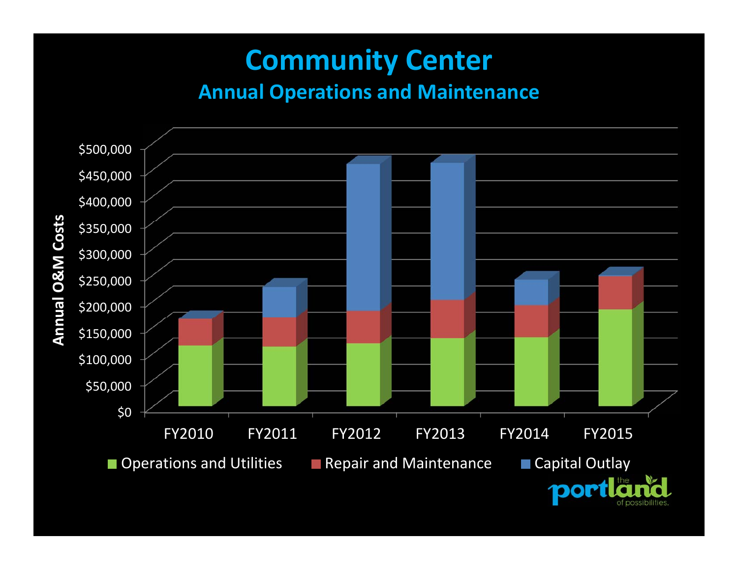# Community Center

## Annual Operations and Maintenance

Annual O&M Costs

$500,000
$450,000
$400,000
$350,000
$300,000
$250,000
$200,000
$150,000
$100,000
$50,000
$0

FY2010 FY2011 FY2012 FY2013 FY2014 FY2015

Operations and Utilities | Repair and Maintenance | Capital Outlay

the portland of possibilities.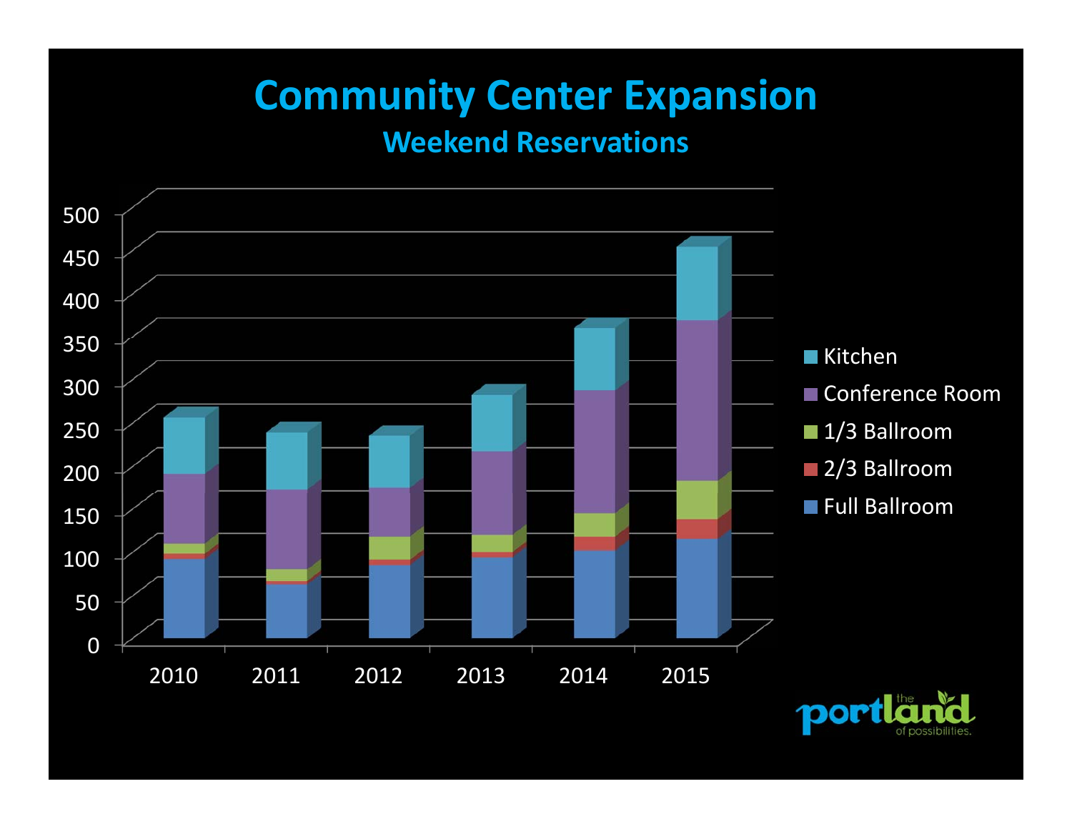# Community Center Expansion

## Weekend Reservations

500
450
400
350
300
250
200
150
100
50
0

2010 2011 2012 2013 2014 2015

- Kitchen
- Conference Room
- 1/3 Ballroom
- 2/3 Ballroom
- Full Ballroom

the portland of possibilities.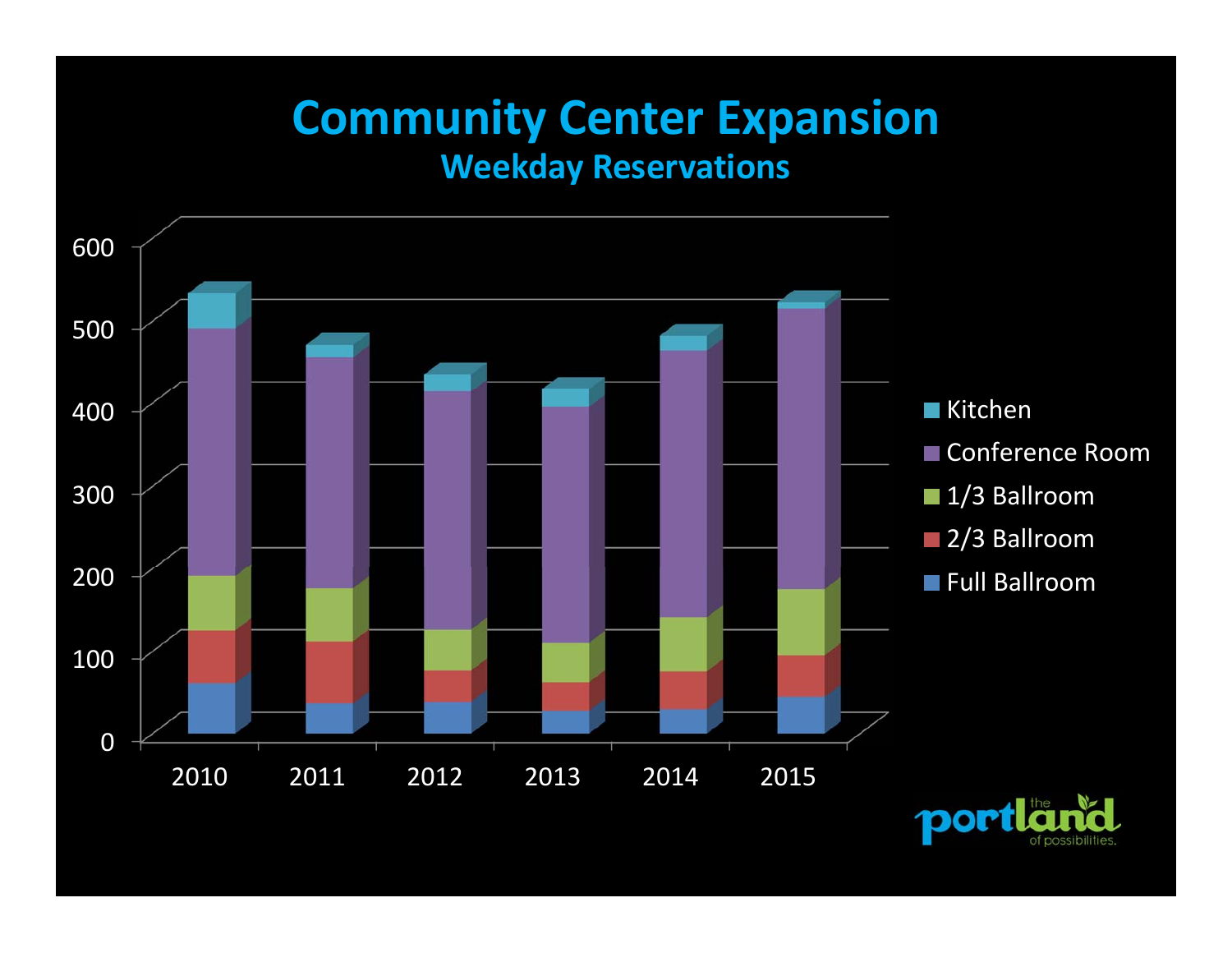# Community Center Expansion

## Weekday Reservations

600
500
400
300
200
100
0

2010 2011 2012 2013 2014 2015

- Kitchen
- Conference Room
- 1/3 Ballroom
- 2/3 Ballroom
- Full Ballroom

the portland of possibilities.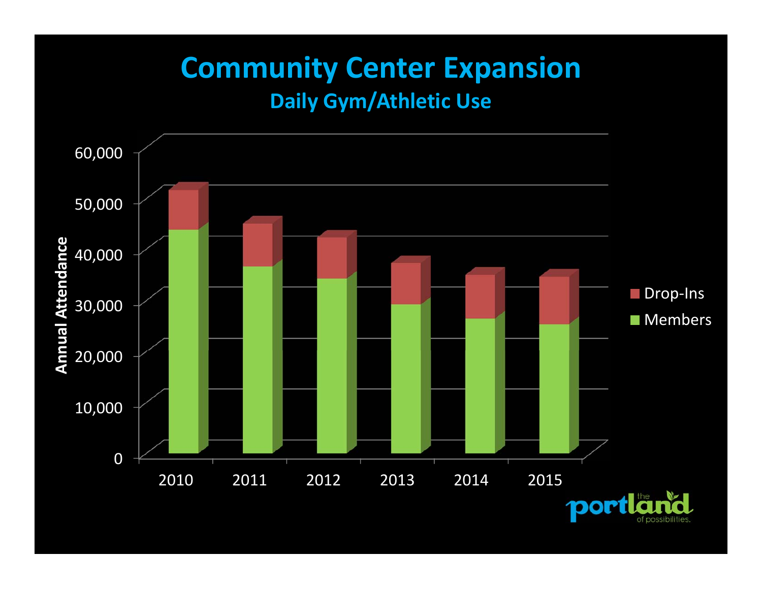# Community Center Expansion

## Daily Gym/Athletic Use

Annual Attendance

60,000
50,000
40,000
30,000
20,000
10,000
0

2010 2011 2012 2013 2014 2015

Drop-Ins
Members

the portland of possibilities.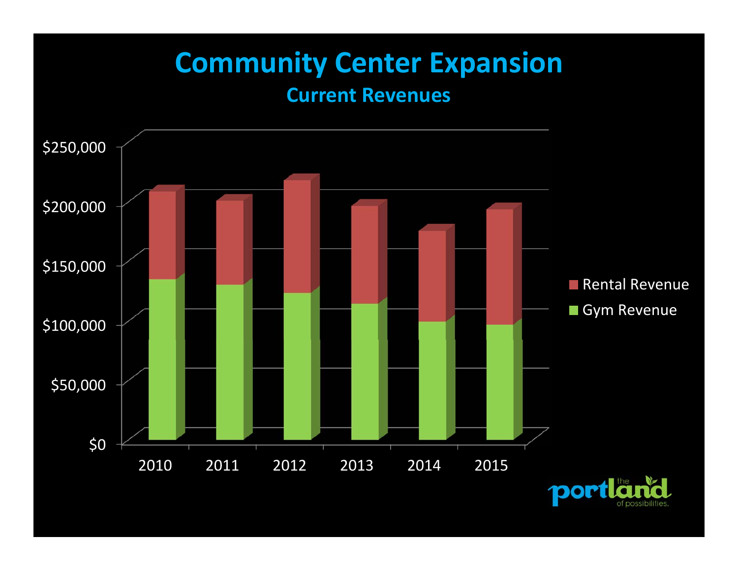# Community Center Expansion

## Current Revenues

$250,000
$200,000
$150,000
$100,000
$50,000
$0

2010 2011 2012 2013 2014 2015

Rental Revenue
Gym Revenue

the portland of possibilities.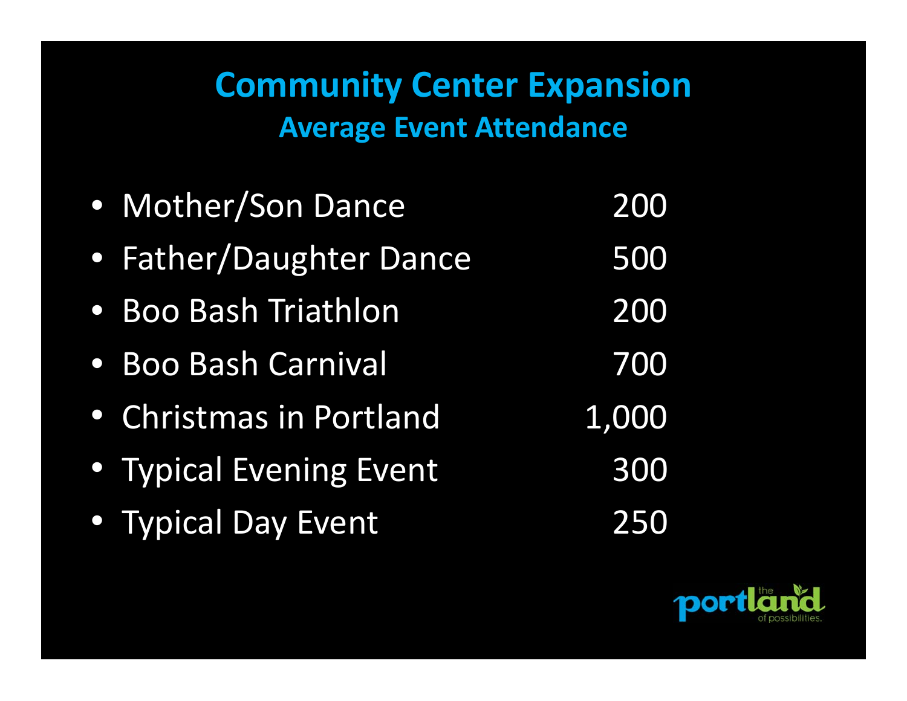# Community Center Expansion

## Average Event Attendance

| Event | Attendance |
|---|---|
| Mother/Son Dance | 200 |
| Father/Daughter Dance | 500 |
| Boo Bash Triathlon | 200 |
| Boo Bash Carnival | 700 |
| Christmas in Portland | 1,000 |
| Typical Evening Event | 300 |
| Typical Day Event | 250 |

the portland of possibilities.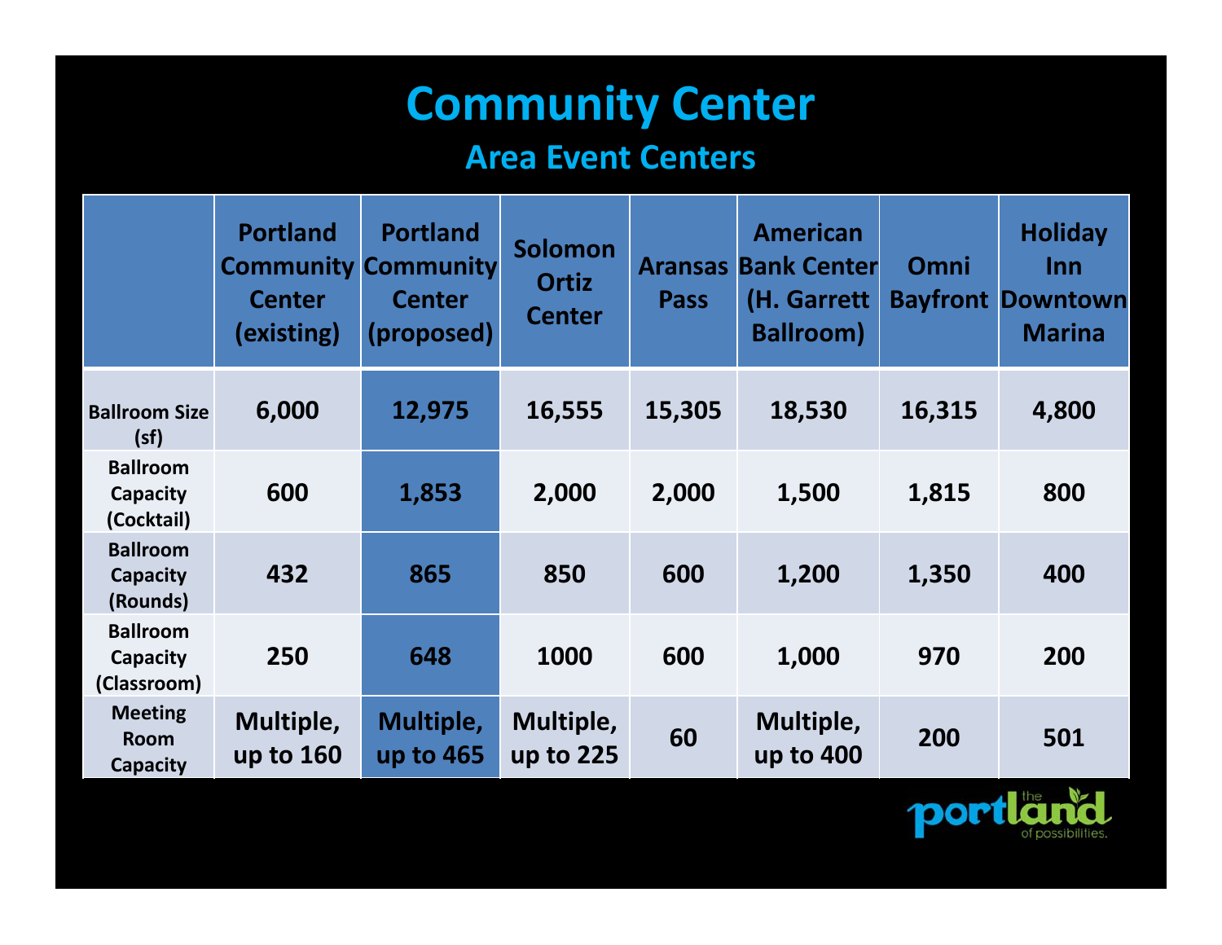# Community Center

## Area Event Centers

| | Portland Community Center (existing) | Portland Community Center (proposed) | Solomon Ortiz Center | Aransas Pass | American Bank Center (H. Garrett Ballroom) | Omni Bayfront | Holiday Inn Downtown Marina |
|---|---|---|---|---|---|---|---|
| Ballroom Size (sf) | 6,000 | 12,975 | 16,555 | 15,305 | 18,530 | 16,315 | 4,800 |
| Ballroom Capacity (Cocktail) | 600 | 1,853 | 2,000 | 2,000 | 1,500 | 1,815 | 800 |
| Ballroom Capacity (Rounds) | 432 | 865 | 850 | 600 | 1,200 | 1,350 | 400 |
| Ballroom Capacity (Classroom) | 250 | 648 | 1000 | 600 | 1,000 | 970 | 200 |
| Meeting Room Capacity | Multiple, up to 160 | Multiple, up to 465 | Multiple, up to 225 | 60 | Multiple, up to 400 | 200 | 501 |

the portland of possibilities.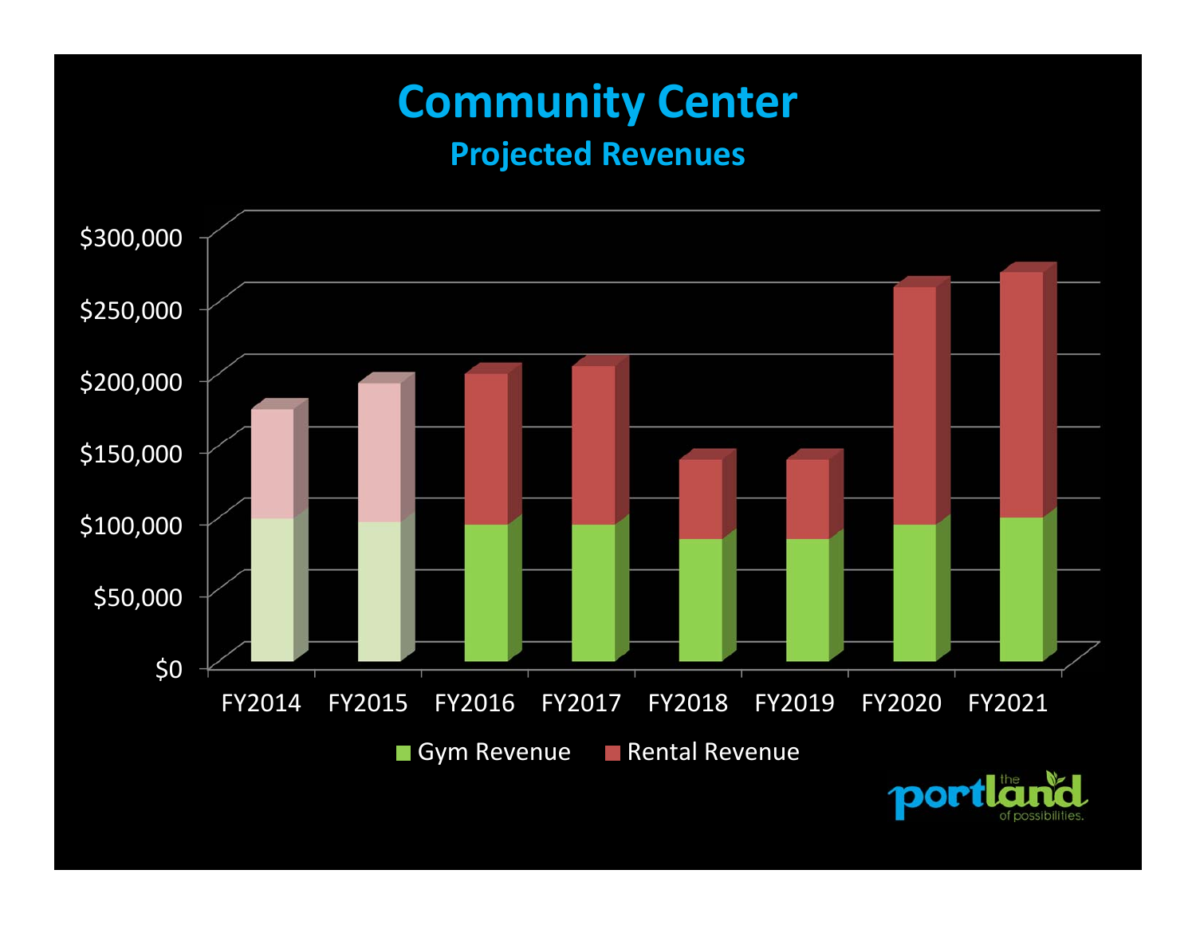# Community Center

## Projected Revenues

$300,000
$250,000
$200,000
$150,000
$100,000
$50,000
$0

FY2014 FY2015 FY2016 FY2017 FY2018 FY2019 FY2020 FY2021

Gym Revenue Rental Revenue

the portland of possibilities.